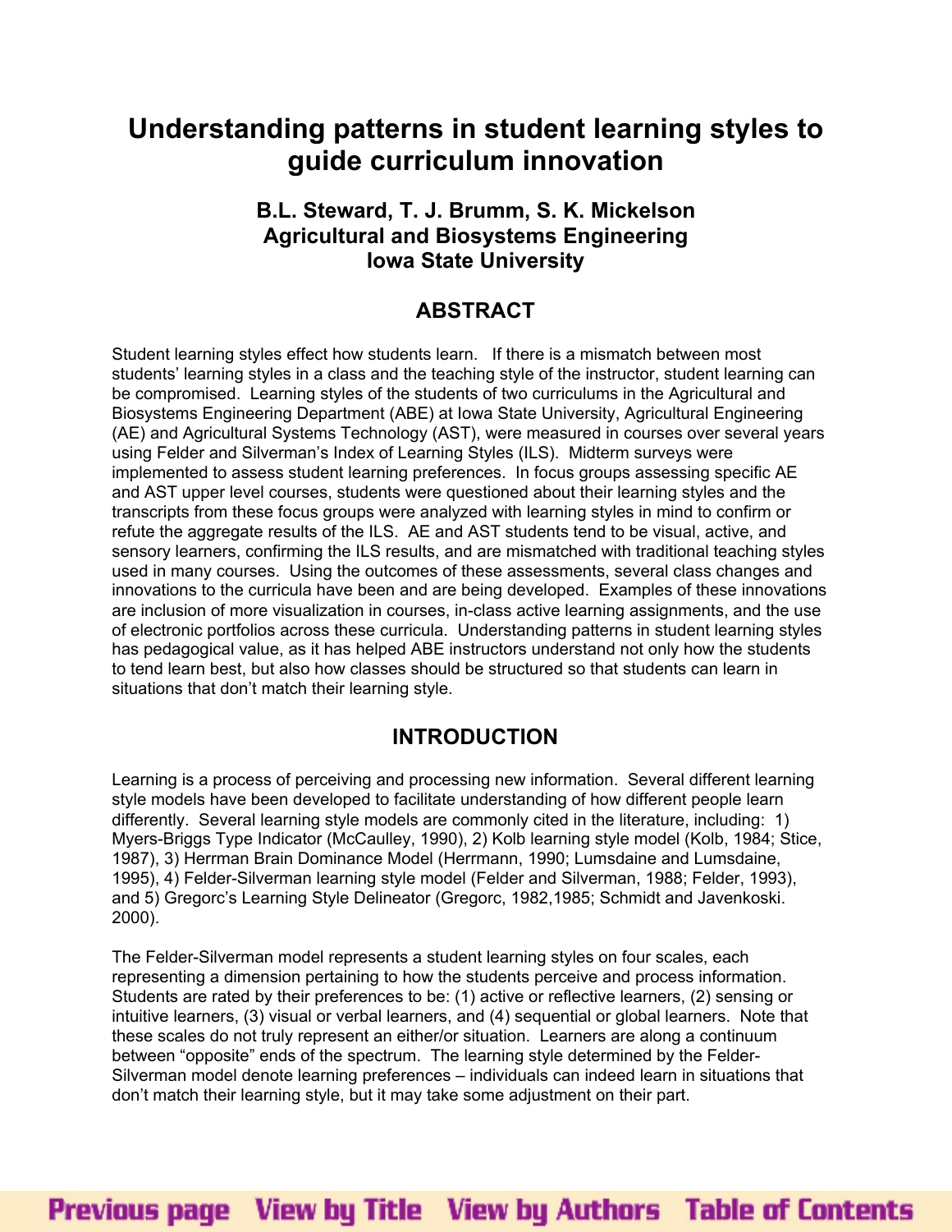# Understanding patterns in student learning styles to guide curriculum innovation

**B.L. Steward, T. J. Brumm, S. K. Mickelson**
**Agricultural and Biosystems Engineering**
**Iowa State University**

## ABSTRACT

Student learning styles effect how students learn. If there is a mismatch between most students' learning styles in a class and the teaching style of the instructor, student learning can be compromised. Learning styles of the students of two curriculums in the Agricultural and Biosystems Engineering Department (ABE) at Iowa State University, Agricultural Engineering (AE) and Agricultural Systems Technology (AST), were measured in courses over several years using Felder and Silverman's Index of Learning Styles (ILS). Midterm surveys were implemented to assess student learning preferences. In focus groups assessing specific AE and AST upper level courses, students were questioned about their learning styles and the transcripts from these focus groups were analyzed with learning styles in mind to confirm or refute the aggregate results of the ILS. AE and AST students tend to be visual, active, and sensory learners, confirming the ILS results, and are mismatched with traditional teaching styles used in many courses. Using the outcomes of these assessments, several class changes and innovations to the curricula have been and are being developed. Examples of these innovations are inclusion of more visualization in courses, in-class active learning assignments, and the use of electronic portfolios across these curricula. Understanding patterns in student learning styles has pedagogical value, as it has helped ABE instructors understand not only how the students to tend learn best, but also how classes should be structured so that students can learn in situations that don't match their learning style.

## INTRODUCTION

Learning is a process of perceiving and processing new information. Several different learning style models have been developed to facilitate understanding of how different people learn differently. Several learning style models are commonly cited in the literature, including: 1) Myers-Briggs Type Indicator (McCaulley, 1990), 2) Kolb learning style model (Kolb, 1984; Stice, 1987), 3) Herrman Brain Dominance Model (Herrmann, 1990; Lumsdaine and Lumsdaine, 1995), 4) Felder-Silverman learning style model (Felder and Silverman, 1988; Felder, 1993), and 5) Gregorc's Learning Style Delineator (Gregorc, 1982,1985; Schmidt and Javenkoski. 2000).

The Felder-Silverman model represents a student learning styles on four scales, each representing a dimension pertaining to how the students perceive and process information. Students are rated by their preferences to be: (1) active or reflective learners, (2) sensing or intuitive learners, (3) visual or verbal learners, and (4) sequential or global learners. Note that these scales do not truly represent an either/or situation. Learners are along a continuum between "opposite" ends of the spectrum. The learning style determined by the Felder-Silverman model denote learning preferences – individuals can indeed learn in situations that don't match their learning style, but it may take some adjustment on their part.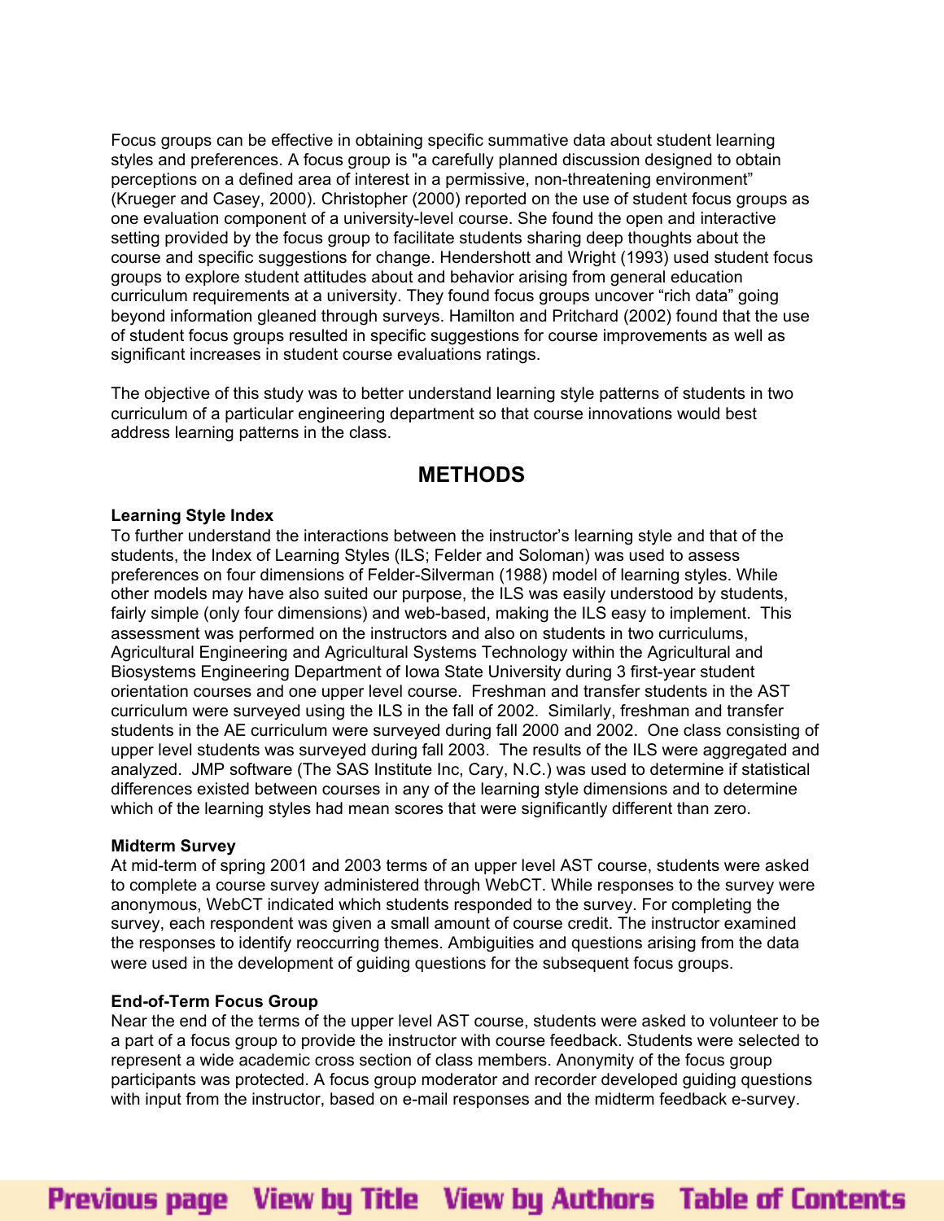Focus groups can be effective in obtaining specific summative data about student learning styles and preferences. A focus group is "a carefully planned discussion designed to obtain perceptions on a defined area of interest in a permissive, non-threatening environment" (Krueger and Casey, 2000). Christopher (2000) reported on the use of student focus groups as one evaluation component of a university-level course. She found the open and interactive setting provided by the focus group to facilitate students sharing deep thoughts about the course and specific suggestions for change. Hendershott and Wright (1993) used student focus groups to explore student attitudes about and behavior arising from general education curriculum requirements at a university. They found focus groups uncover "rich data" going beyond information gleaned through surveys. Hamilton and Pritchard (2002) found that the use of student focus groups resulted in specific suggestions for course improvements as well as significant increases in student course evaluations ratings.

The objective of this study was to better understand learning style patterns of students in two curriculum of a particular engineering department so that course innovations would best address learning patterns in the class.

## METHODS

**Learning Style Index**

To further understand the interactions between the instructor's learning style and that of the students, the Index of Learning Styles (ILS; Felder and Soloman) was used to assess preferences on four dimensions of Felder-Silverman (1988) model of learning styles. While other models may have also suited our purpose, the ILS was easily understood by students, fairly simple (only four dimensions) and web-based, making the ILS easy to implement. This assessment was performed on the instructors and also on students in two curriculums, Agricultural Engineering and Agricultural Systems Technology within the Agricultural and Biosystems Engineering Department of Iowa State University during 3 first-year student orientation courses and one upper level course. Freshman and transfer students in the AST curriculum were surveyed using the ILS in the fall of 2002. Similarly, freshman and transfer students in the AE curriculum were surveyed during fall 2000 and 2002. One class consisting of upper level students was surveyed during fall 2003. The results of the ILS were aggregated and analyzed. JMP software (The SAS Institute Inc, Cary, N.C.) was used to determine if statistical differences existed between courses in any of the learning style dimensions and to determine which of the learning styles had mean scores that were significantly different than zero.

**Midterm Survey**

At mid-term of spring 2001 and 2003 terms of an upper level AST course, students were asked to complete a course survey administered through WebCT. While responses to the survey were anonymous, WebCT indicated which students responded to the survey. For completing the survey, each respondent was given a small amount of course credit. The instructor examined the responses to identify reoccurring themes. Ambiguities and questions arising from the data were used in the development of guiding questions for the subsequent focus groups.

**End-of-Term Focus Group**

Near the end of the terms of the upper level AST course, students were asked to volunteer to be a part of a focus group to provide the instructor with course feedback. Students were selected to represent a wide academic cross section of class members. Anonymity of the focus group participants was protected. A focus group moderator and recorder developed guiding questions with input from the instructor, based on e-mail responses and the midterm feedback e-survey.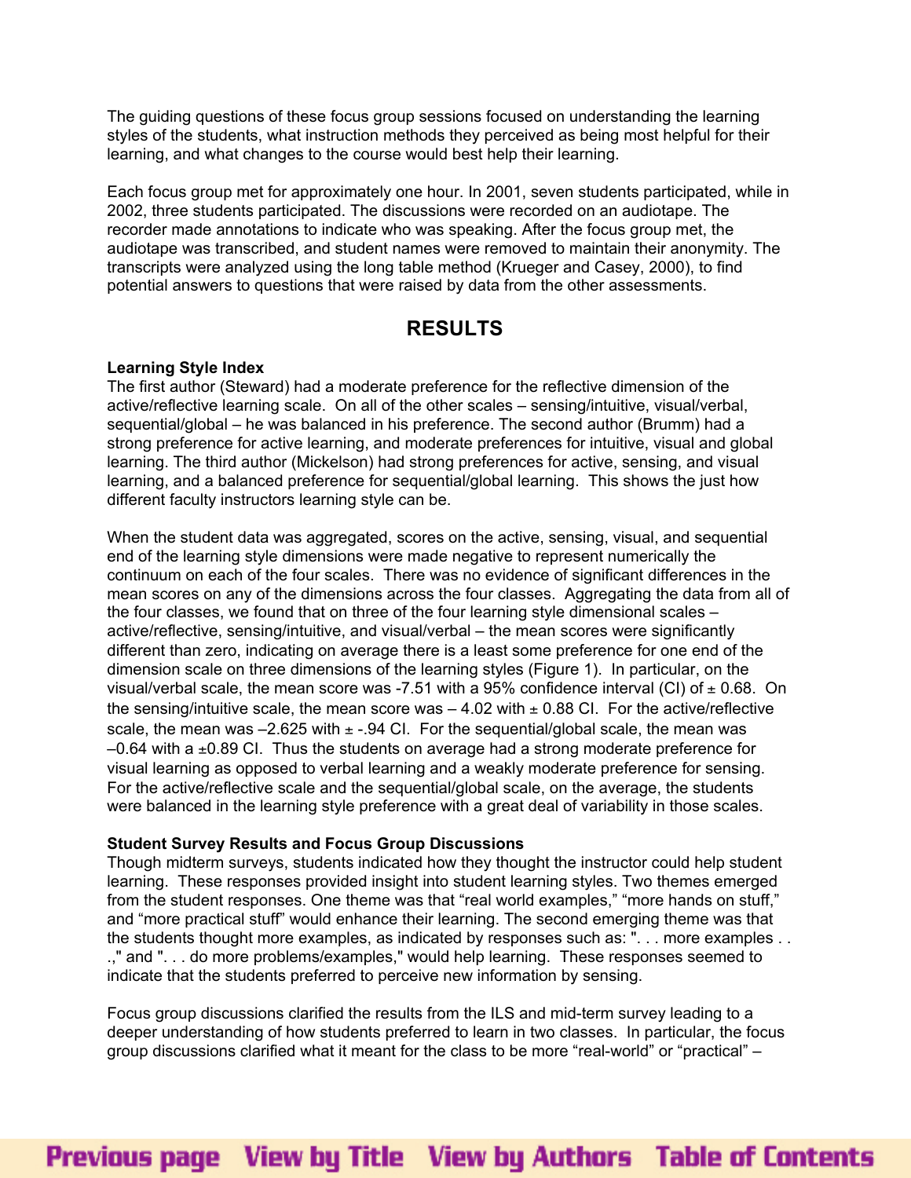The guiding questions of these focus group sessions focused on understanding the learning styles of the students, what instruction methods they perceived as being most helpful for their learning, and what changes to the course would best help their learning.

Each focus group met for approximately one hour. In 2001, seven students participated, while in 2002, three students participated. The discussions were recorded on an audiotape. The recorder made annotations to indicate who was speaking. After the focus group met, the audiotape was transcribed, and student names were removed to maintain their anonymity. The transcripts were analyzed using the long table method (Krueger and Casey, 2000), to find potential answers to questions that were raised by data from the other assessments.

## RESULTS

**Learning Style Index**

The first author (Steward) had a moderate preference for the reflective dimension of the active/reflective learning scale. On all of the other scales – sensing/intuitive, visual/verbal, sequential/global – he was balanced in his preference. The second author (Brumm) had a strong preference for active learning, and moderate preferences for intuitive, visual and global learning. The third author (Mickelson) had strong preferences for active, sensing, and visual learning, and a balanced preference for sequential/global learning. This shows the just how different faculty instructors learning style can be.

When the student data was aggregated, scores on the active, sensing, visual, and sequential end of the learning style dimensions were made negative to represent numerically the continuum on each of the four scales. There was no evidence of significant differences in the mean scores on any of the dimensions across the four classes. Aggregating the data from all of the four classes, we found that on three of the four learning style dimensional scales – active/reflective, sensing/intuitive, and visual/verbal – the mean scores were significantly different than zero, indicating on average there is a least some preference for one end of the dimension scale on three dimensions of the learning styles (Figure 1). In particular, on the visual/verbal scale, the mean score was -7.51 with a 95% confidence interval (CI) of ± 0.68. On the sensing/intuitive scale, the mean score was – 4.02 with ± 0.88 CI. For the active/reflective scale, the mean was –2.625 with ± -.94 CI. For the sequential/global scale, the mean was –0.64 with a ±0.89 CI. Thus the students on average had a strong moderate preference for visual learning as opposed to verbal learning and a weakly moderate preference for sensing. For the active/reflective scale and the sequential/global scale, on the average, the students were balanced in the learning style preference with a great deal of variability in those scales.

**Student Survey Results and Focus Group Discussions**

Though midterm surveys, students indicated how they thought the instructor could help student learning. These responses provided insight into student learning styles. Two themes emerged from the student responses. One theme was that "real world examples," "more hands on stuff," and "more practical stuff" would enhance their learning. The second emerging theme was that the students thought more examples, as indicated by responses such as: ". . . more examples . . .," and ". . . do more problems/examples," would help learning. These responses seemed to indicate that the students preferred to perceive new information by sensing.

Focus group discussions clarified the results from the ILS and mid-term survey leading to a deeper understanding of how students preferred to learn in two classes. In particular, the focus group discussions clarified what it meant for the class to be more "real-world" or "practical" –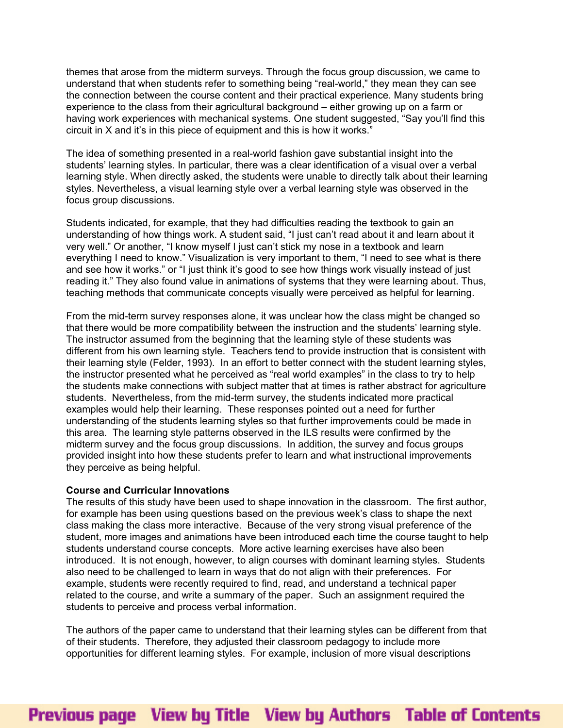themes that arose from the midterm surveys. Through the focus group discussion, we came to understand that when students refer to something being "real-world," they mean they can see the connection between the course content and their practical experience. Many students bring experience to the class from their agricultural background – either growing up on a farm or having work experiences with mechanical systems. One student suggested, "Say you'll find this circuit in X and it's in this piece of equipment and this is how it works."

The idea of something presented in a real-world fashion gave substantial insight into the students' learning styles. In particular, there was a clear identification of a visual over a verbal learning style. When directly asked, the students were unable to directly talk about their learning styles. Nevertheless, a visual learning style over a verbal learning style was observed in the focus group discussions.

Students indicated, for example, that they had difficulties reading the textbook to gain an understanding of how things work. A student said, "I just can't read about it and learn about it very well." Or another, "I know myself I just can't stick my nose in a textbook and learn everything I need to know." Visualization is very important to them, "I need to see what is there and see how it works." or "I just think it's good to see how things work visually instead of just reading it." They also found value in animations of systems that they were learning about. Thus, teaching methods that communicate concepts visually were perceived as helpful for learning.

From the mid-term survey responses alone, it was unclear how the class might be changed so that there would be more compatibility between the instruction and the students' learning style. The instructor assumed from the beginning that the learning style of these students was different from his own learning style. Teachers tend to provide instruction that is consistent with their learning style (Felder, 1993). In an effort to better connect with the student learning styles, the instructor presented what he perceived as "real world examples" in the class to try to help the students make connections with subject matter that at times is rather abstract for agriculture students. Nevertheless, from the mid-term survey, the students indicated more practical examples would help their learning. These responses pointed out a need for further understanding of the students learning styles so that further improvements could be made in this area. The learning style patterns observed in the ILS results were confirmed by the midterm survey and the focus group discussions. In addition, the survey and focus groups provided insight into how these students prefer to learn and what instructional improvements they perceive as being helpful.

**Course and Curricular Innovations**

The results of this study have been used to shape innovation in the classroom. The first author, for example has been using questions based on the previous week's class to shape the next class making the class more interactive. Because of the very strong visual preference of the student, more images and animations have been introduced each time the course taught to help students understand course concepts. More active learning exercises have also been introduced. It is not enough, however, to align courses with dominant learning styles. Students also need to be challenged to learn in ways that do not align with their preferences. For example, students were recently required to find, read, and understand a technical paper related to the course, and write a summary of the paper. Such an assignment required the students to perceive and process verbal information.

The authors of the paper came to understand that their learning styles can be different from that of their students. Therefore, they adjusted their classroom pedagogy to include more opportunities for different learning styles. For example, inclusion of more visual descriptions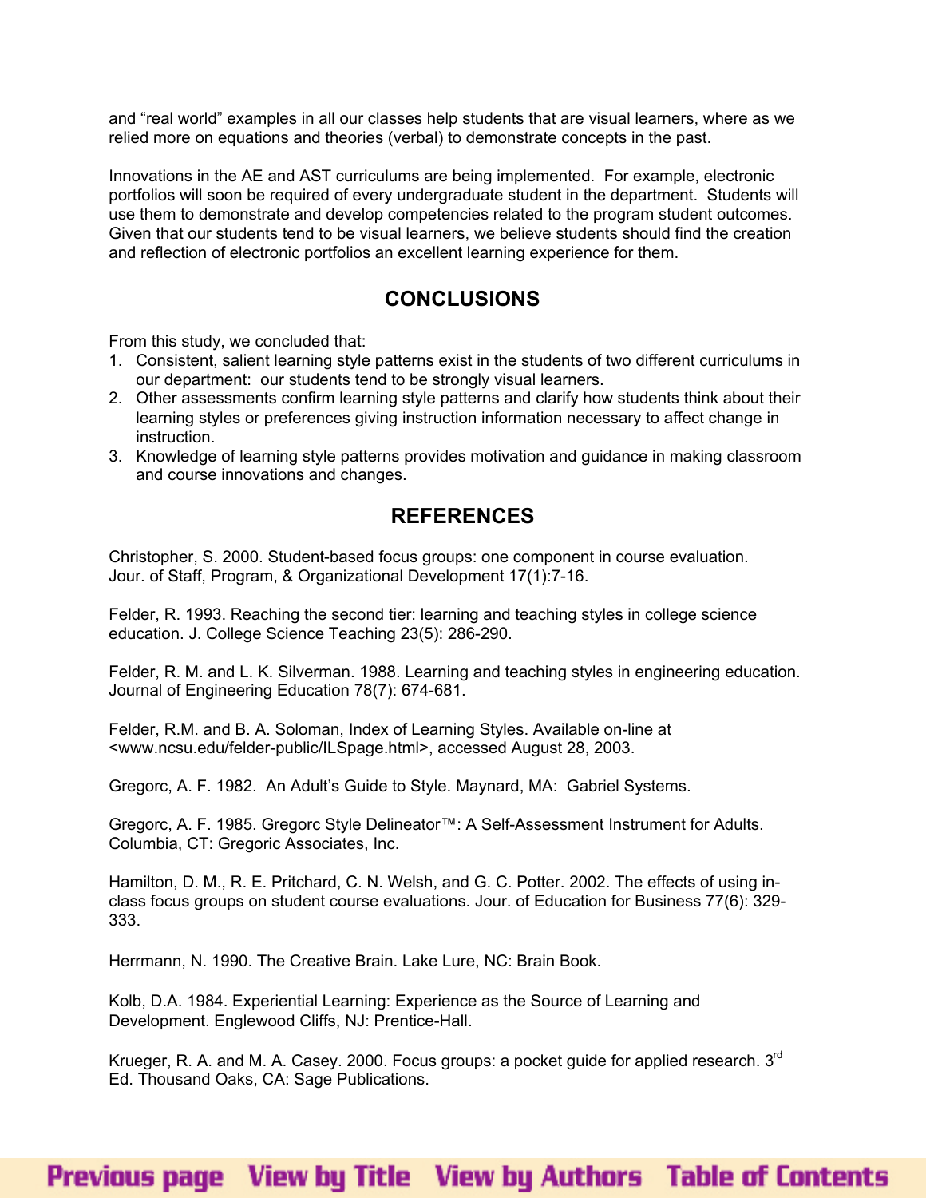and "real world" examples in all our classes help students that are visual learners, where as we relied more on equations and theories (verbal) to demonstrate concepts in the past.

Innovations in the AE and AST curriculums are being implemented. For example, electronic portfolios will soon be required of every undergraduate student in the department. Students will use them to demonstrate and develop competencies related to the program student outcomes. Given that our students tend to be visual learners, we believe students should find the creation and reflection of electronic portfolios an excellent learning experience for them.

## CONCLUSIONS

From this study, we concluded that:

1. Consistent, salient learning style patterns exist in the students of two different curriculums in our department: our students tend to be strongly visual learners.
2. Other assessments confirm learning style patterns and clarify how students think about their learning styles or preferences giving instruction information necessary to affect change in instruction.
3. Knowledge of learning style patterns provides motivation and guidance in making classroom and course innovations and changes.

## REFERENCES

Christopher, S. 2000. Student-based focus groups: one component in course evaluation. Jour. of Staff, Program, & Organizational Development 17(1):7-16.

Felder, R. 1993. Reaching the second tier: learning and teaching styles in college science education. J. College Science Teaching 23(5): 286-290.

Felder, R. M. and L. K. Silverman. 1988. Learning and teaching styles in engineering education. Journal of Engineering Education 78(7): 674-681.

Felder, R.M. and B. A. Soloman, Index of Learning Styles. Available on-line at <www.ncsu.edu/felder-public/ILSpage.html>, accessed August 28, 2003.

Gregorc, A. F. 1982. An Adult's Guide to Style. Maynard, MA: Gabriel Systems.

Gregorc, A. F. 1985. Gregorc Style Delineator™: A Self-Assessment Instrument for Adults. Columbia, CT: Gregoric Associates, Inc.

Hamilton, D. M., R. E. Pritchard, C. N. Welsh, and G. C. Potter. 2002. The effects of using in-class focus groups on student course evaluations. Jour. of Education for Business 77(6): 329-333.

Herrmann, N. 1990. The Creative Brain. Lake Lure, NC: Brain Book.

Kolb, D.A. 1984. Experiential Learning: Experience as the Source of Learning and Development. Englewood Cliffs, NJ: Prentice-Hall.

Krueger, R. A. and M. A. Casey. 2000. Focus groups: a pocket guide for applied research. 3rd Ed. Thousand Oaks, CA: Sage Publications.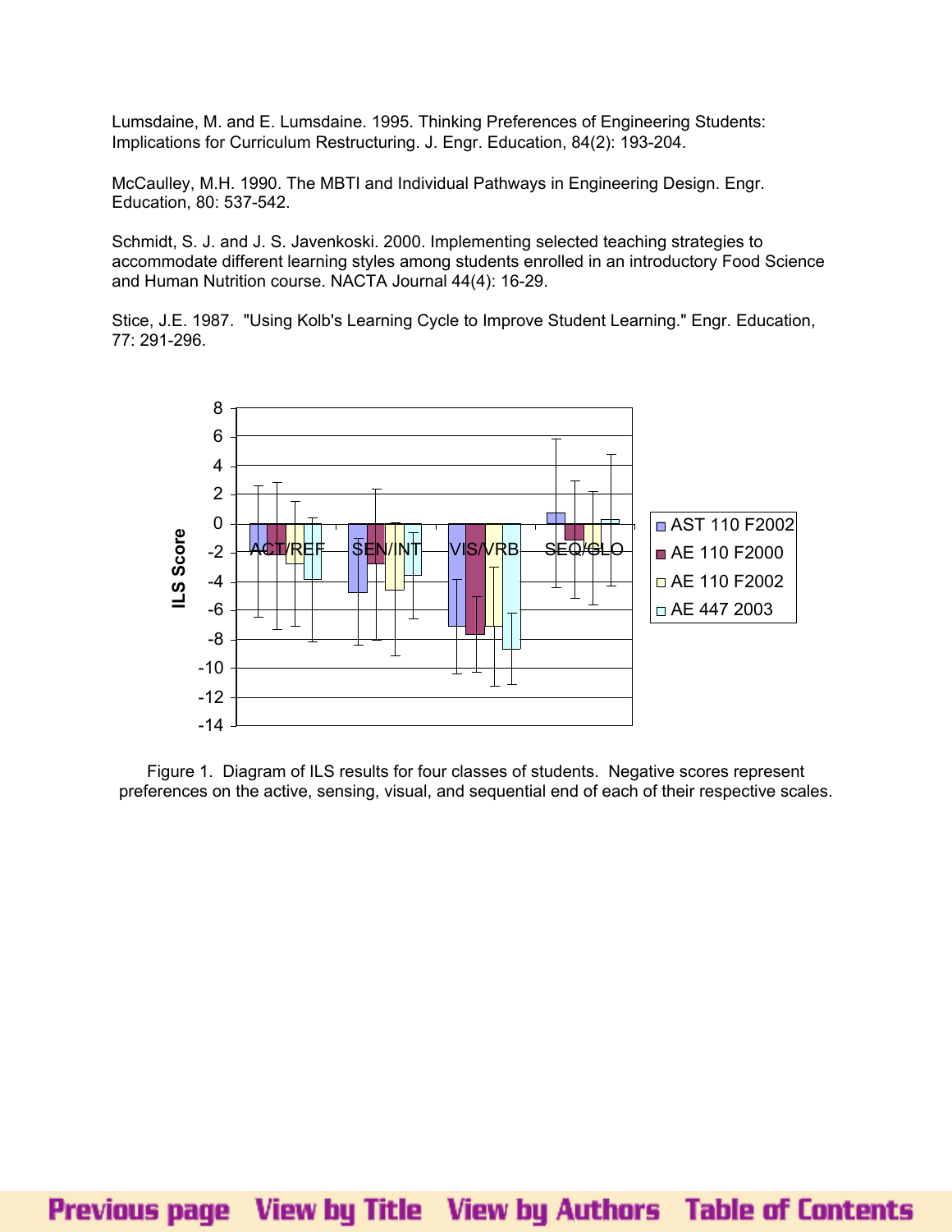Lumsdaine, M. and E. Lumsdaine. 1995. Thinking Preferences of Engineering Students: Implications for Curriculum Restructuring. J. Engr. Education, 84(2): 193-204.

McCaulley, M.H. 1990. The MBTI and Individual Pathways in Engineering Design. Engr. Education, 80: 537-542.

Schmidt, S. J. and J. S. Javenkoski. 2000. Implementing selected teaching strategies to accommodate different learning styles among students enrolled in an introductory Food Science and Human Nutrition course. NACTA Journal 44(4): 16-29.

Stice, J.E. 1987. "Using Kolb's Learning Cycle to Improve Student Learning." Engr. Education, 77: 291-296.

ILS Score

8
6
4
2
0
-2
-4
-6
-8
-10
-12
-14

ACT/REF
SEN/INT
VIS/VRB
SEQ/GLO

AST 110 F2002
AE 110 F2000
AE 110 F2002
AE 447 2003

Figure 1. Diagram of ILS results for four classes of students. Negative scores represent preferences on the active, sensing, visual, and sequential end of each of their respective scales.